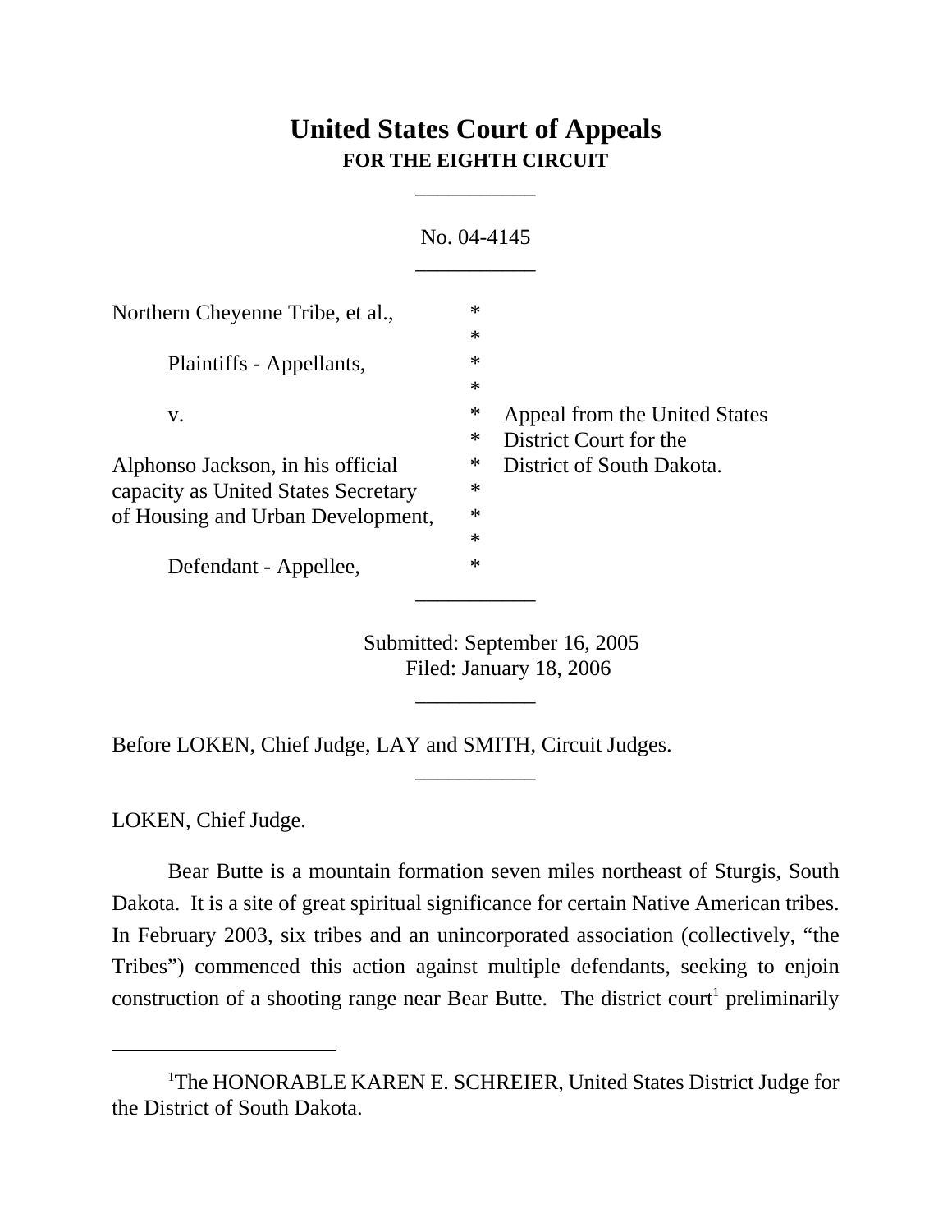# United States Court of Appeals
**FOR THE EIGHTH CIRCUIT**

___________

No. 04-4145

___________

| | | |
|---|---|---|
| Northern Cheyenne Tribe, et al., | * | |
| | * | |
| Plaintiffs - Appellants, | * | |
| | * | |
| v. | * | Appeal from the United States |
| | * | District Court for the |
| Alphonso Jackson, in his official | * | District of South Dakota. |
| capacity as United States Secretary | * | |
| of Housing and Urban Development, | * | |
| | * | |
| Defendant - Appellee, | * | |

___________

Submitted: September 16, 2005
Filed: January 18, 2006

___________

Before LOKEN, Chief Judge, LAY and SMITH, Circuit Judges.

___________

LOKEN, Chief Judge.

Bear Butte is a mountain formation seven miles northeast of Sturgis, South Dakota. It is a site of great spiritual significance for certain Native American tribes. In February 2003, six tribes and an unincorporated association (collectively, "the Tribes") commenced this action against multiple defendants, seeking to enjoin construction of a shooting range near Bear Butte. The district court[1] preliminarily

---

[1]The HONORABLE KAREN E. SCHREIER, United States District Judge for the District of South Dakota.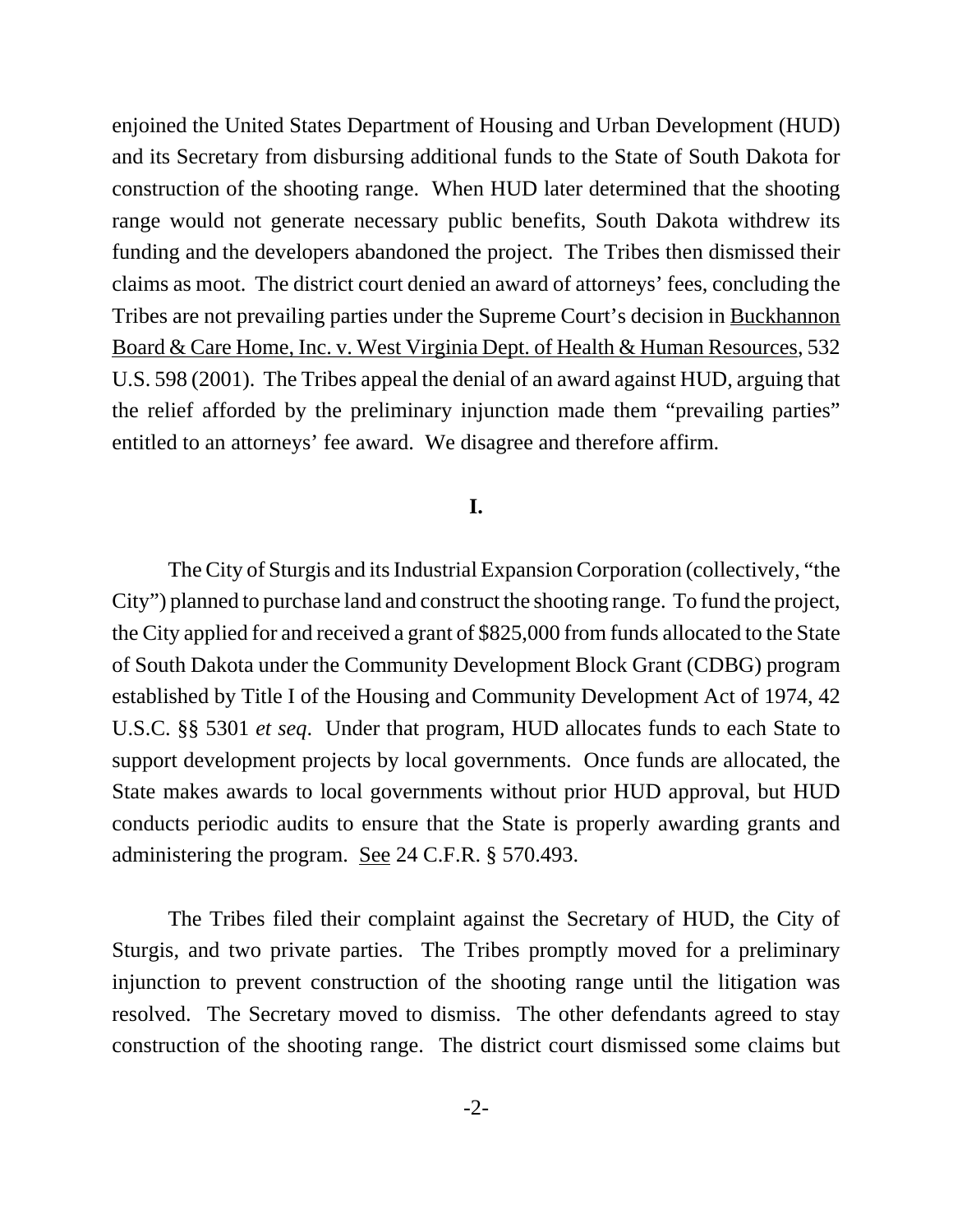enjoined the United States Department of Housing and Urban Development (HUD) and its Secretary from disbursing additional funds to the State of South Dakota for construction of the shooting range. When HUD later determined that the shooting range would not generate necessary public benefits, South Dakota withdrew its funding and the developers abandoned the project. The Tribes then dismissed their claims as moot. The district court denied an award of attorneys' fees, concluding the Tribes are not prevailing parties under the Supreme Court's decision in Buckhannon Board & Care Home, Inc. v. West Virginia Dept. of Health & Human Resources, 532 U.S. 598 (2001). The Tribes appeal the denial of an award against HUD, arguing that the relief afforded by the preliminary injunction made them "prevailing parties" entitled to an attorneys' fee award. We disagree and therefore affirm.

## I.

The City of Sturgis and its Industrial Expansion Corporation (collectively, "the City") planned to purchase land and construct the shooting range. To fund the project, the City applied for and received a grant of $825,000 from funds allocated to the State of South Dakota under the Community Development Block Grant (CDBG) program established by Title I of the Housing and Community Development Act of 1974, 42 U.S.C. §§ 5301 *et seq*. Under that program, HUD allocates funds to each State to support development projects by local governments. Once funds are allocated, the State makes awards to local governments without prior HUD approval, but HUD conducts periodic audits to ensure that the State is properly awarding grants and administering the program. See 24 C.F.R. § 570.493.

The Tribes filed their complaint against the Secretary of HUD, the City of Sturgis, and two private parties. The Tribes promptly moved for a preliminary injunction to prevent construction of the shooting range until the litigation was resolved. The Secretary moved to dismiss. The other defendants agreed to stay construction of the shooting range. The district court dismissed some claims but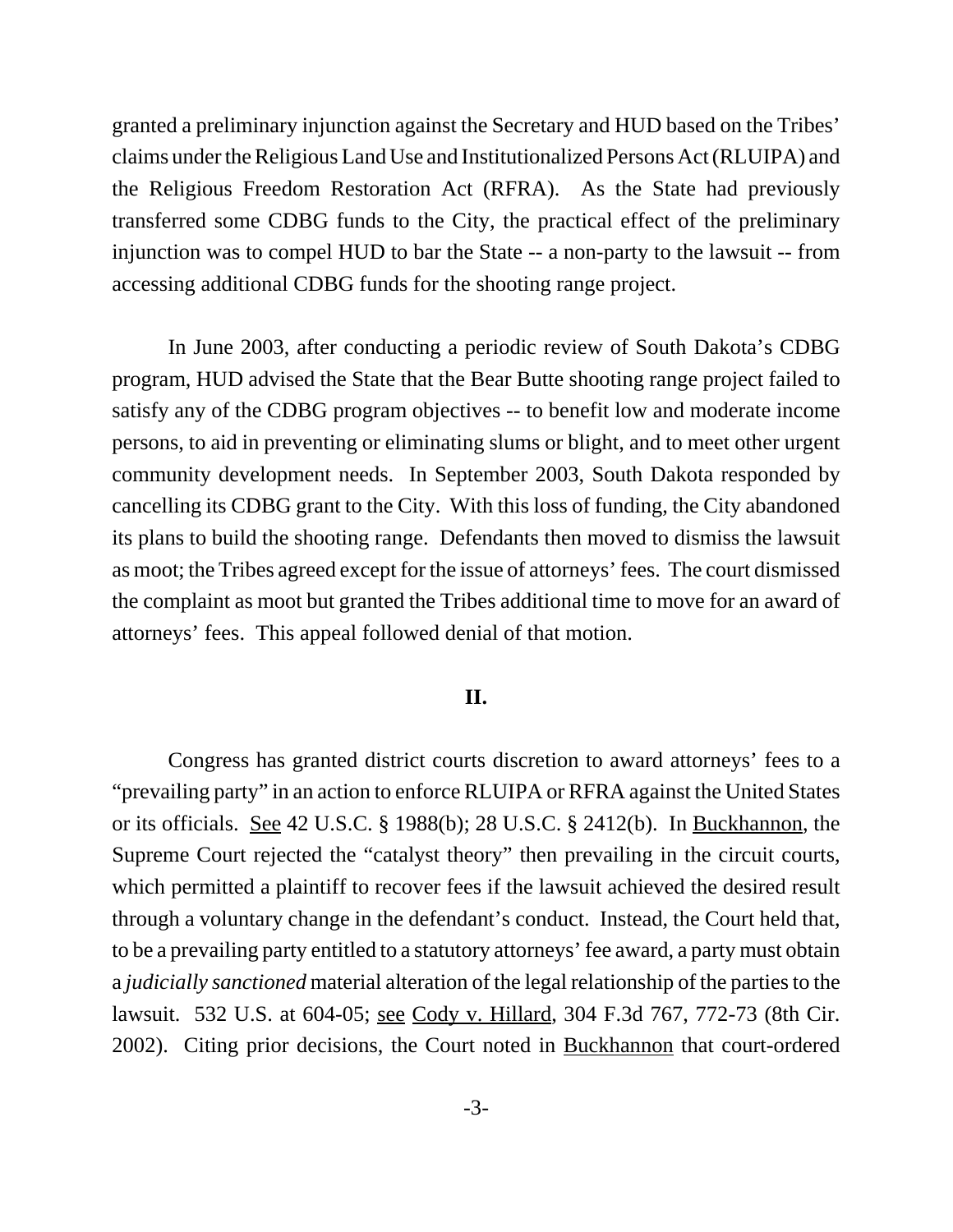granted a preliminary injunction against the Secretary and HUD based on the Tribes' claims under the Religious Land Use and Institutionalized Persons Act (RLUIPA) and the Religious Freedom Restoration Act (RFRA). As the State had previously transferred some CDBG funds to the City, the practical effect of the preliminary injunction was to compel HUD to bar the State -- a non-party to the lawsuit -- from accessing additional CDBG funds for the shooting range project.

In June 2003, after conducting a periodic review of South Dakota's CDBG program, HUD advised the State that the Bear Butte shooting range project failed to satisfy any of the CDBG program objectives -- to benefit low and moderate income persons, to aid in preventing or eliminating slums or blight, and to meet other urgent community development needs. In September 2003, South Dakota responded by cancelling its CDBG grant to the City. With this loss of funding, the City abandoned its plans to build the shooting range. Defendants then moved to dismiss the lawsuit as moot; the Tribes agreed except for the issue of attorneys' fees. The court dismissed the complaint as moot but granted the Tribes additional time to move for an award of attorneys' fees. This appeal followed denial of that motion.

## II.

Congress has granted district courts discretion to award attorneys' fees to a "prevailing party" in an action to enforce RLUIPA or RFRA against the United States or its officials. See 42 U.S.C. § 1988(b); 28 U.S.C. § 2412(b). In Buckhannon, the Supreme Court rejected the "catalyst theory" then prevailing in the circuit courts, which permitted a plaintiff to recover fees if the lawsuit achieved the desired result through a voluntary change in the defendant's conduct. Instead, the Court held that, to be a prevailing party entitled to a statutory attorneys' fee award, a party must obtain a *judicially sanctioned* material alteration of the legal relationship of the parties to the lawsuit. 532 U.S. at 604-05; see Cody v. Hillard, 304 F.3d 767, 772-73 (8th Cir. 2002). Citing prior decisions, the Court noted in Buckhannon that court-ordered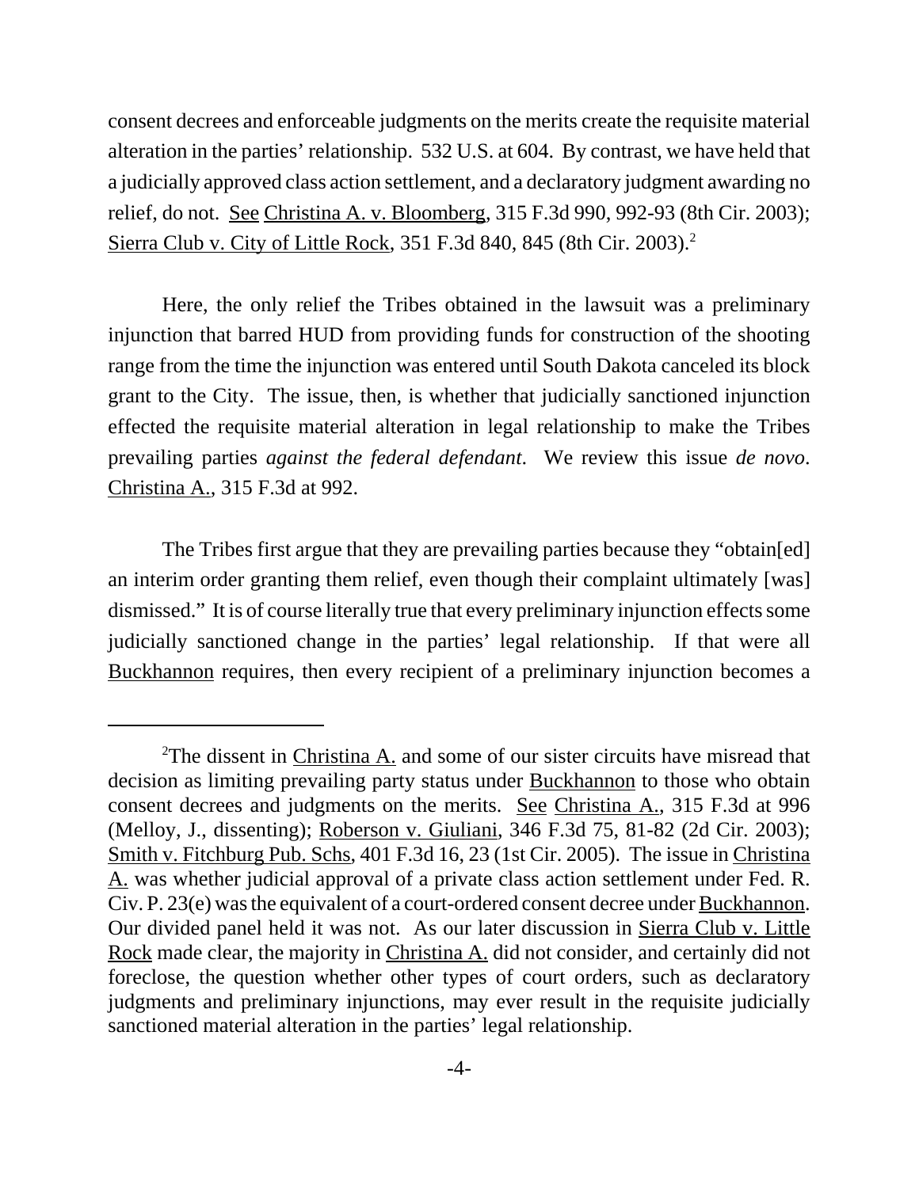consent decrees and enforceable judgments on the merits create the requisite material alteration in the parties' relationship. 532 U.S. at 604. By contrast, we have held that a judicially approved class action settlement, and a declaratory judgment awarding no relief, do not. See Christina A. v. Bloomberg, 315 F.3d 990, 992-93 (8th Cir. 2003); Sierra Club v. City of Little Rock, 351 F.3d 840, 845 (8th Cir. 2003).[2]

Here, the only relief the Tribes obtained in the lawsuit was a preliminary injunction that barred HUD from providing funds for construction of the shooting range from the time the injunction was entered until South Dakota canceled its block grant to the City. The issue, then, is whether that judicially sanctioned injunction effected the requisite material alteration in legal relationship to make the Tribes prevailing parties *against the federal defendant*. We review this issue *de novo*. Christina A., 315 F.3d at 992.

The Tribes first argue that they are prevailing parties because they "obtain[ed] an interim order granting them relief, even though their complaint ultimately [was] dismissed." It is of course literally true that every preliminary injunction effects some judicially sanctioned change in the parties' legal relationship. If that were all Buckhannon requires, then every recipient of a preliminary injunction becomes a

---

[2]The dissent in Christina A. and some of our sister circuits have misread that decision as limiting prevailing party status under Buckhannon to those who obtain consent decrees and judgments on the merits. See Christina A., 315 F.3d at 996 (Melloy, J., dissenting); Roberson v. Giuliani, 346 F.3d 75, 81-82 (2d Cir. 2003); Smith v. Fitchburg Pub. Schs, 401 F.3d 16, 23 (1st Cir. 2005). The issue in Christina A. was whether judicial approval of a private class action settlement under Fed. R. Civ. P. 23(e) was the equivalent of a court-ordered consent decree under Buckhannon. Our divided panel held it was not. As our later discussion in Sierra Club v. Little Rock made clear, the majority in Christina A. did not consider, and certainly did not foreclose, the question whether other types of court orders, such as declaratory judgments and preliminary injunctions, may ever result in the requisite judicially sanctioned material alteration in the parties' legal relationship.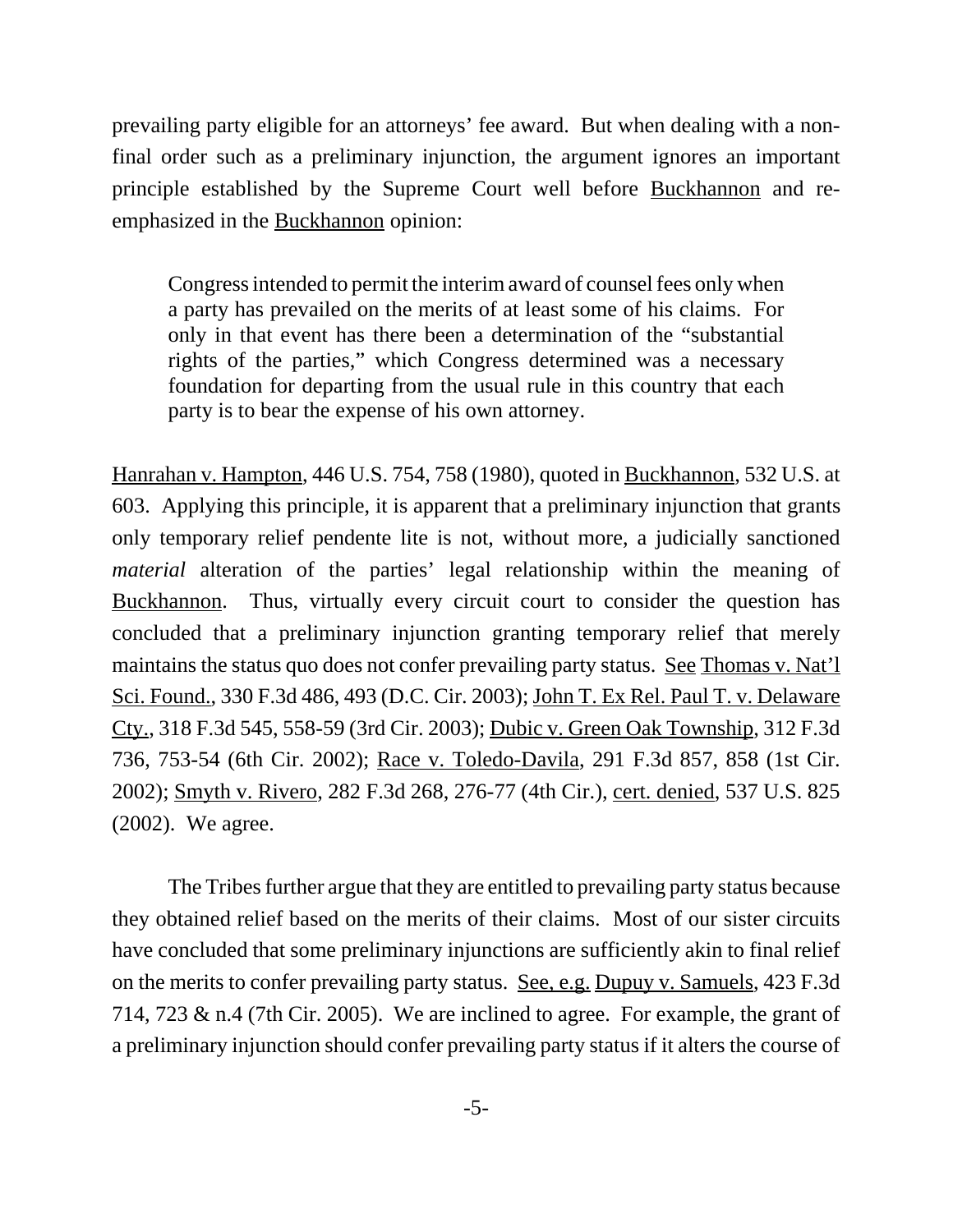prevailing party eligible for an attorneys' fee award. But when dealing with a non-final order such as a preliminary injunction, the argument ignores an important principle established by the Supreme Court well before Buckhannon and re-emphasized in the Buckhannon opinion:

> Congress intended to permit the interim award of counsel fees only when a party has prevailed on the merits of at least some of his claims. For only in that event has there been a determination of the "substantial rights of the parties," which Congress determined was a necessary foundation for departing from the usual rule in this country that each party is to bear the expense of his own attorney.

Hanrahan v. Hampton, 446 U.S. 754, 758 (1980), quoted in Buckhannon, 532 U.S. at 603. Applying this principle, it is apparent that a preliminary injunction that grants only temporary relief pendente lite is not, without more, a judicially sanctioned *material* alteration of the parties' legal relationship within the meaning of Buckhannon. Thus, virtually every circuit court to consider the question has concluded that a preliminary injunction granting temporary relief that merely maintains the status quo does not confer prevailing party status. See Thomas v. Nat'l Sci. Found., 330 F.3d 486, 493 (D.C. Cir. 2003); John T. Ex Rel. Paul T. v. Delaware Cty., 318 F.3d 545, 558-59 (3rd Cir. 2003); Dubic v. Green Oak Township, 312 F.3d 736, 753-54 (6th Cir. 2002); Race v. Toledo-Davila, 291 F.3d 857, 858 (1st Cir. 2002); Smyth v. Rivero, 282 F.3d 268, 276-77 (4th Cir.), cert. denied, 537 U.S. 825 (2002). We agree.

The Tribes further argue that they are entitled to prevailing party status because they obtained relief based on the merits of their claims. Most of our sister circuits have concluded that some preliminary injunctions are sufficiently akin to final relief on the merits to confer prevailing party status. See, e.g. Dupuy v. Samuels, 423 F.3d 714, 723 & n.4 (7th Cir. 2005). We are inclined to agree. For example, the grant of a preliminary injunction should confer prevailing party status if it alters the course of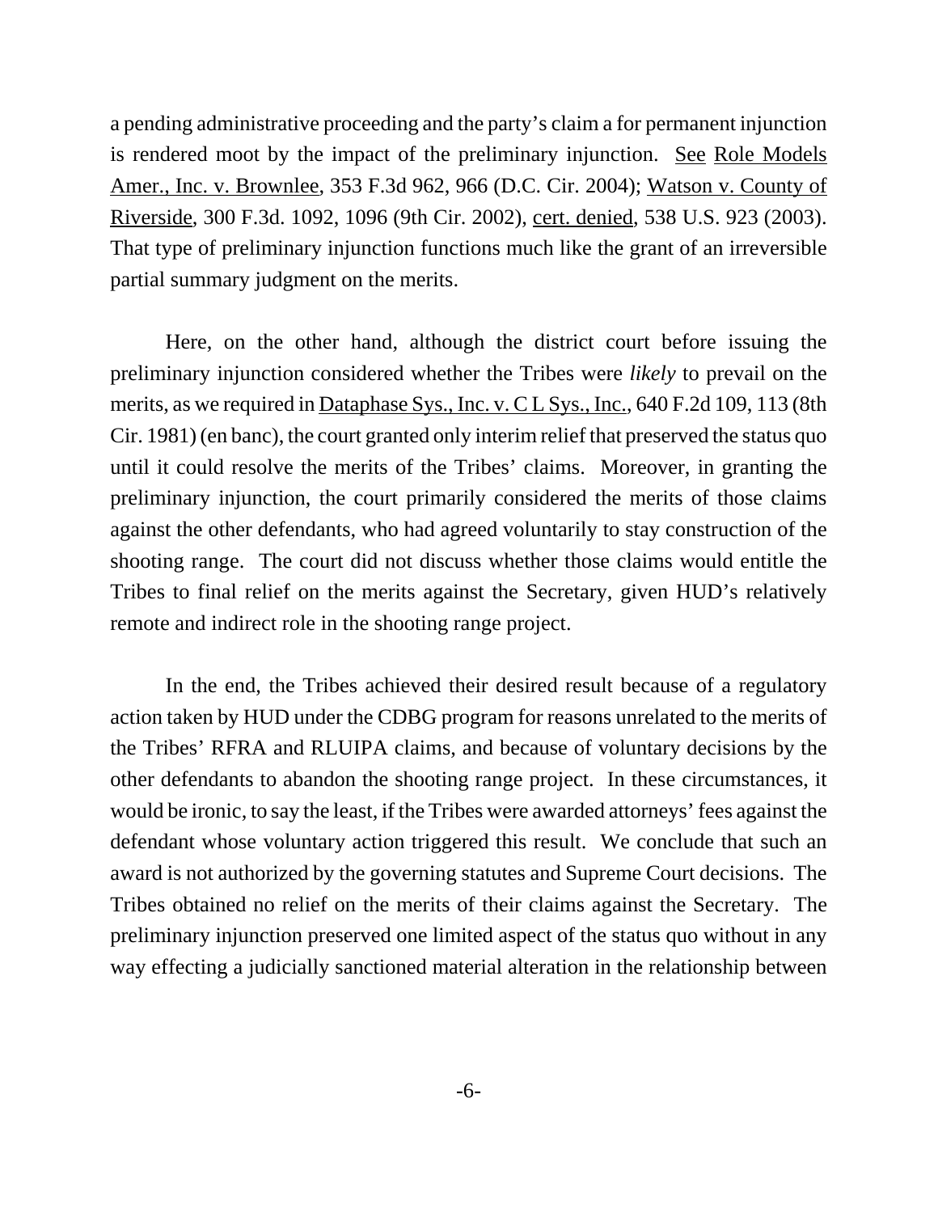a pending administrative proceeding and the party's claim a for permanent injunction is rendered moot by the impact of the preliminary injunction. See Role Models Amer., Inc. v. Brownlee, 353 F.3d 962, 966 (D.C. Cir. 2004); Watson v. County of Riverside, 300 F.3d. 1092, 1096 (9th Cir. 2002), cert. denied, 538 U.S. 923 (2003). That type of preliminary injunction functions much like the grant of an irreversible partial summary judgment on the merits.

Here, on the other hand, although the district court before issuing the preliminary injunction considered whether the Tribes were *likely* to prevail on the merits, as we required in Dataphase Sys., Inc. v. C L Sys., Inc., 640 F.2d 109, 113 (8th Cir. 1981) (en banc), the court granted only interim relief that preserved the status quo until it could resolve the merits of the Tribes' claims. Moreover, in granting the preliminary injunction, the court primarily considered the merits of those claims against the other defendants, who had agreed voluntarily to stay construction of the shooting range. The court did not discuss whether those claims would entitle the Tribes to final relief on the merits against the Secretary, given HUD's relatively remote and indirect role in the shooting range project.

In the end, the Tribes achieved their desired result because of a regulatory action taken by HUD under the CDBG program for reasons unrelated to the merits of the Tribes' RFRA and RLUIPA claims, and because of voluntary decisions by the other defendants to abandon the shooting range project. In these circumstances, it would be ironic, to say the least, if the Tribes were awarded attorneys' fees against the defendant whose voluntary action triggered this result. We conclude that such an award is not authorized by the governing statutes and Supreme Court decisions. The Tribes obtained no relief on the merits of their claims against the Secretary. The preliminary injunction preserved one limited aspect of the status quo without in any way effecting a judicially sanctioned material alteration in the relationship between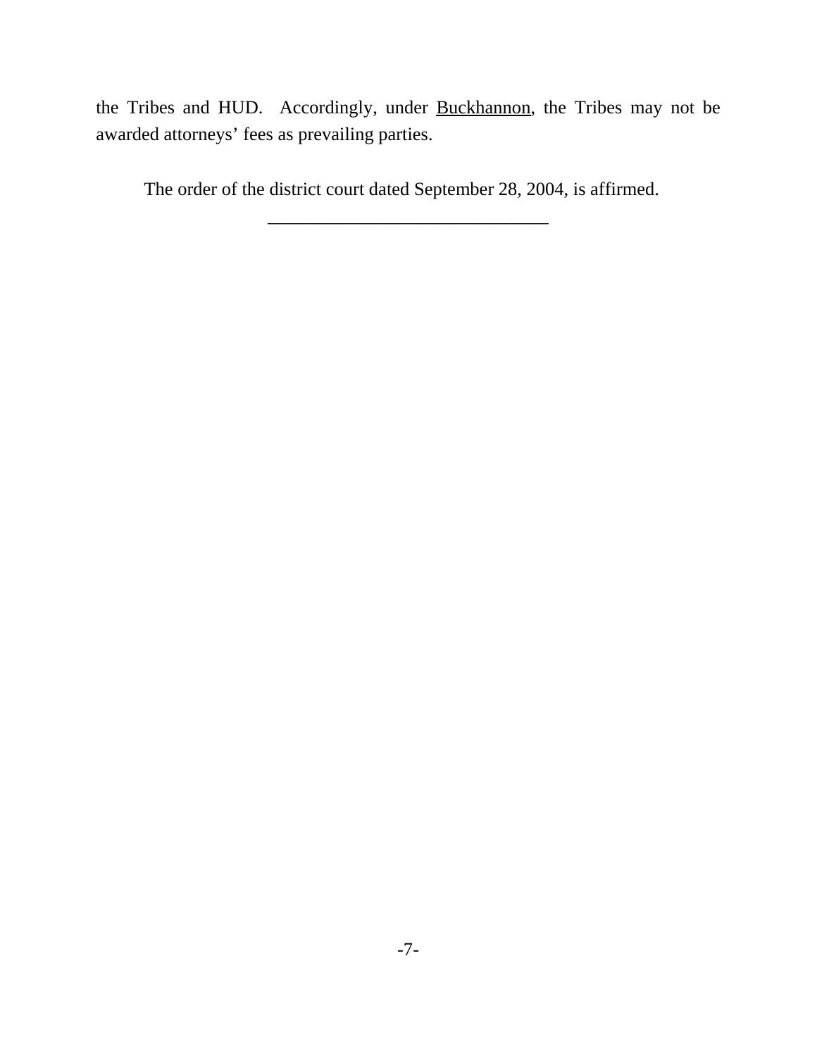the Tribes and HUD. Accordingly, under Buckhannon, the Tribes may not be awarded attorneys' fees as prevailing parties.

The order of the district court dated September 28, 2004, is affirmed.

______________________________